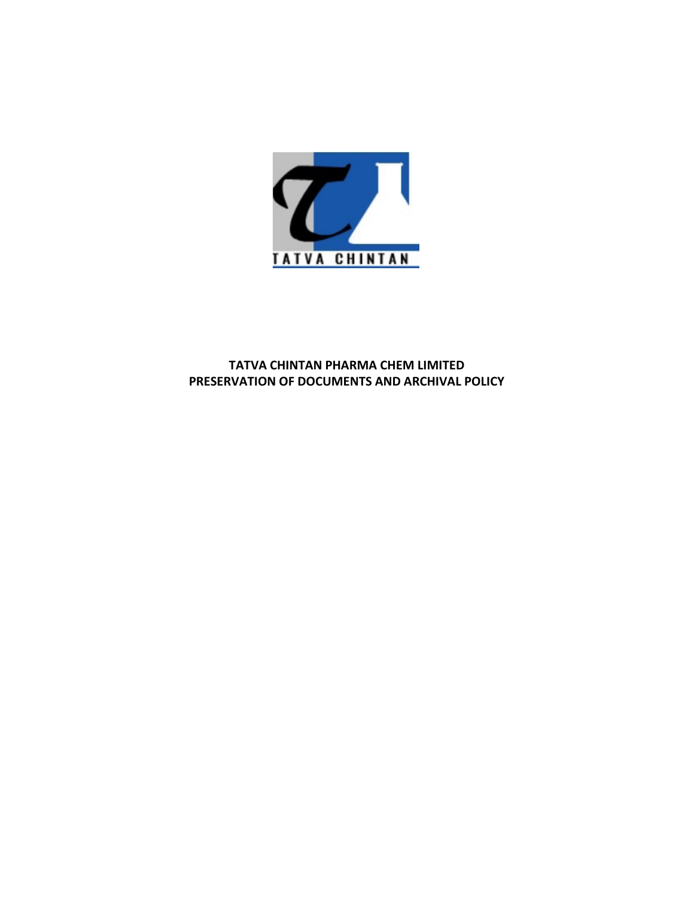# TATVA CHINTAN PHARMA CHEM LIMITED
# PRESERVATION OF DOCUMENTS AND ARCHIVAL POLICY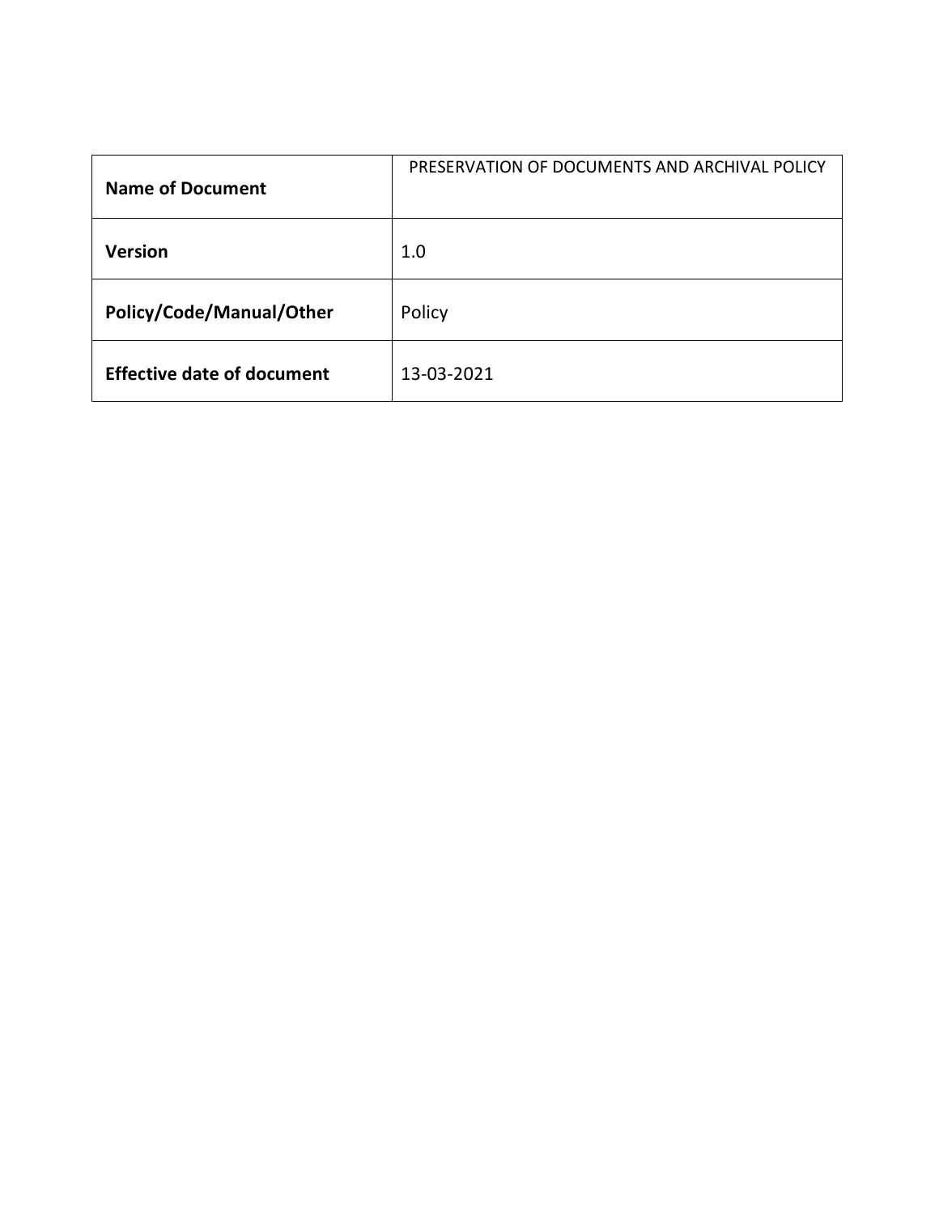| **Name of Document** | PRESERVATION OF DOCUMENTS AND ARCHIVAL POLICY |
|---|---|
| **Version** | 1.0 |
| **Policy/Code/Manual/Other** | Policy |
| **Effective date of document** | 13-03-2021 |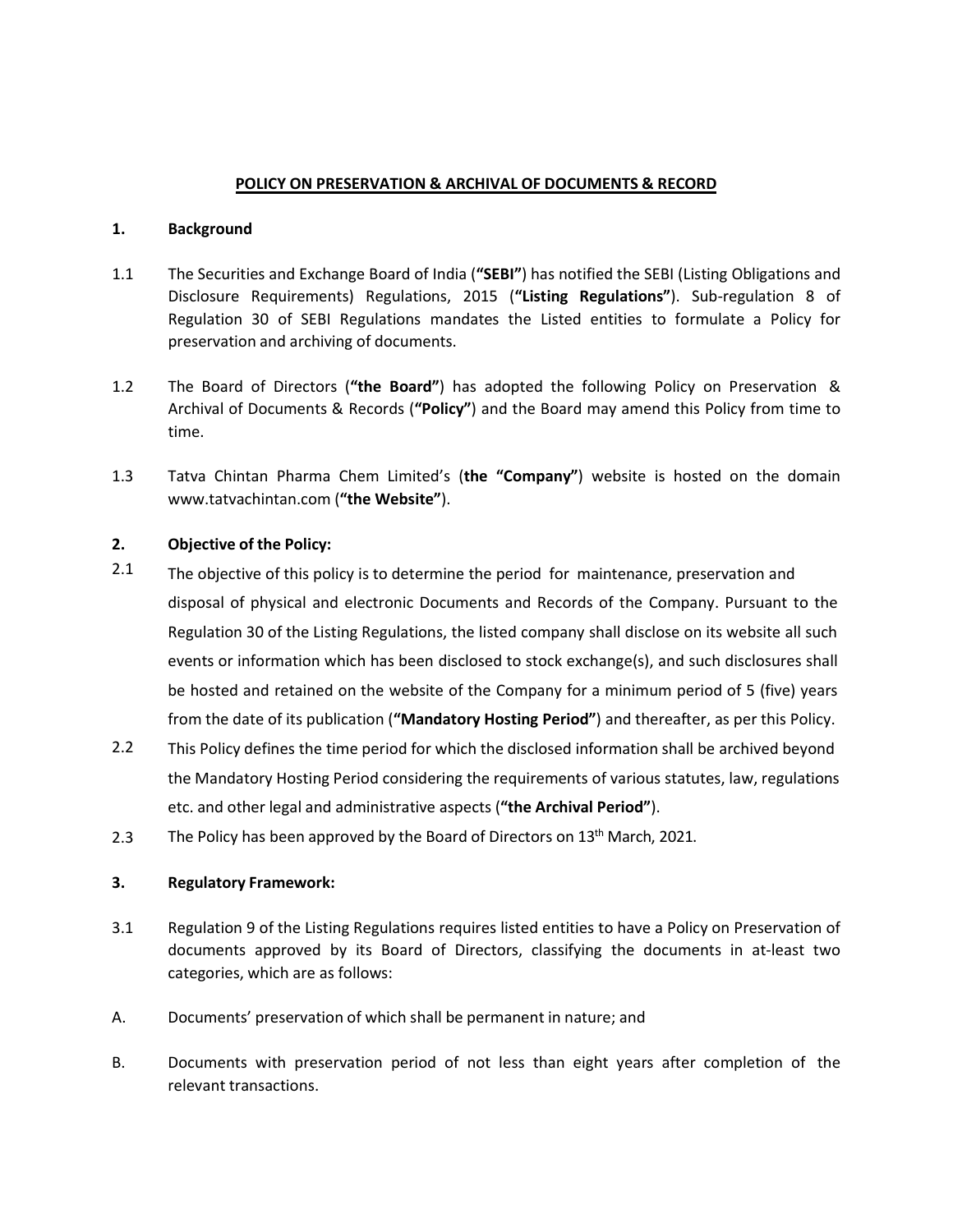**POLICY ON PRESERVATION & ARCHIVAL OF DOCUMENTS & RECORD**

**1. Background**

1.1 The Securities and Exchange Board of India (**"SEBI"**) has notified the SEBI (Listing Obligations and Disclosure Requirements) Regulations, 2015 (**"Listing Regulations"**). Sub-regulation 8 of Regulation 30 of SEBI Regulations mandates the Listed entities to formulate a Policy for preservation and archiving of documents.

1.2 The Board of Directors (**"the Board"**) has adopted the following Policy on Preservation & Archival of Documents & Records (**"Policy"**) and the Board may amend this Policy from time to time.

1.3 Tatva Chintan Pharma Chem Limited's (**the "Company"**) website is hosted on the domain www.tatvachintan.com (**"the Website"**).

**2. Objective of the Policy:**

2.1 The objective of this policy is to determine the period for maintenance, preservation and disposal of physical and electronic Documents and Records of the Company. Pursuant to the Regulation 30 of the Listing Regulations, the listed company shall disclose on its website all such events or information which has been disclosed to stock exchange(s), and such disclosures shall be hosted and retained on the website of the Company for a minimum period of 5 (five) years from the date of its publication (**"Mandatory Hosting Period"**) and thereafter, as per this Policy.

2.2 This Policy defines the time period for which the disclosed information shall be archived beyond the Mandatory Hosting Period considering the requirements of various statutes, law, regulations etc. and other legal and administrative aspects (**"the Archival Period"**).

2.3 The Policy has been approved by the Board of Directors on 13th March, 2021.

**3. Regulatory Framework:**

3.1 Regulation 9 of the Listing Regulations requires listed entities to have a Policy on Preservation of documents approved by its Board of Directors, classifying the documents in at-least two categories, which are as follows:

A. Documents' preservation of which shall be permanent in nature; and

B. Documents with preservation period of not less than eight years after completion of the relevant transactions.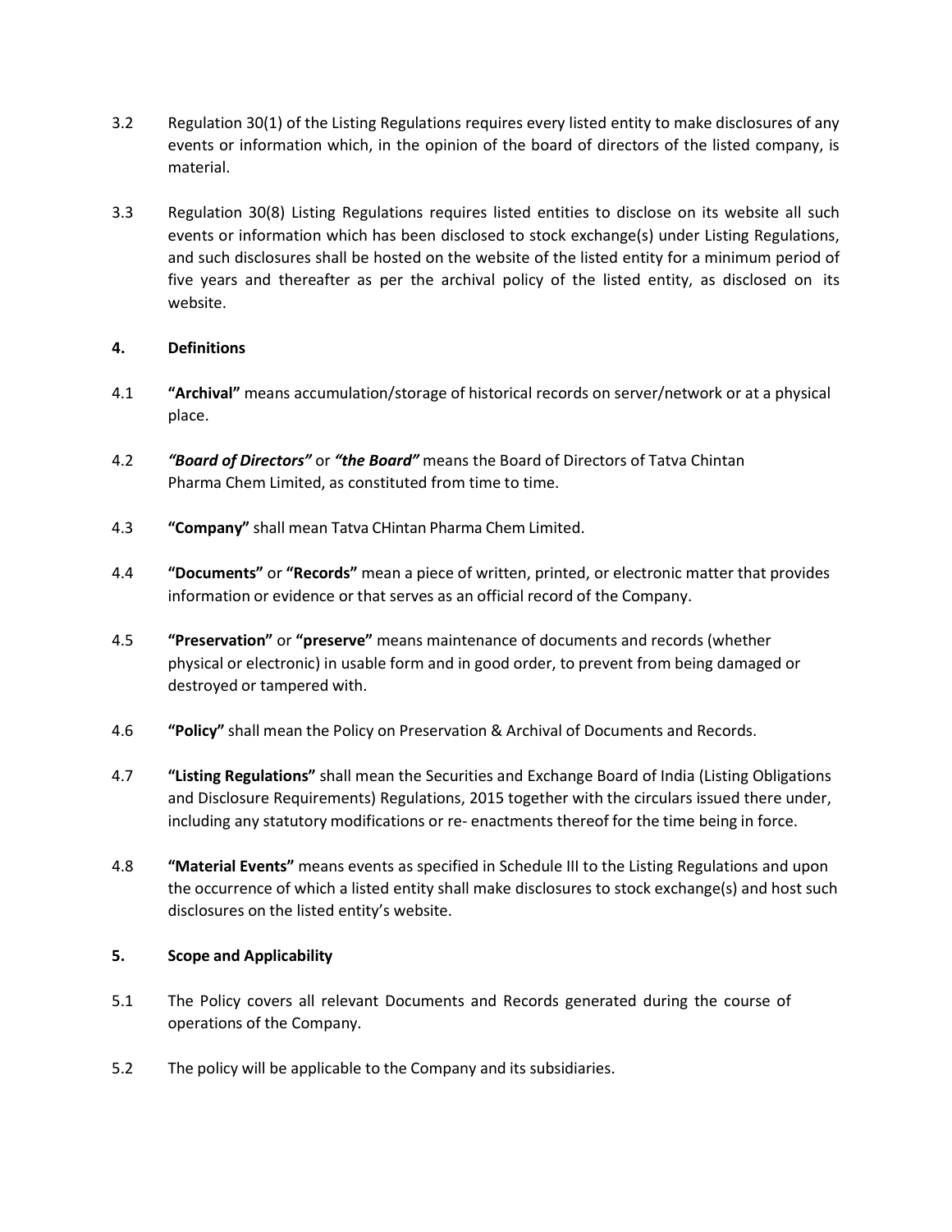3.2 Regulation 30(1) of the Listing Regulations requires every listed entity to make disclosures of any events or information which, in the opinion of the board of directors of the listed company, is material.

3.3 Regulation 30(8) Listing Regulations requires listed entities to disclose on its website all such events or information which has been disclosed to stock exchange(s) under Listing Regulations, and such disclosures shall be hosted on the website of the listed entity for a minimum period of five years and thereafter as per the archival policy of the listed entity, as disclosed on its website.

## 4. Definitions

4.1 **"Archival"** means accumulation/storage of historical records on server/network or at a physical place.

4.2 ***"Board of Directors"*** or ***"the Board"*** means the Board of Directors of Tatva Chintan Pharma Chem Limited, as constituted from time to time.

4.3 **"Company"** shall mean Tatva CHintan Pharma Chem Limited.

4.4 **"Documents"** or **"Records"** mean a piece of written, printed, or electronic matter that provides information or evidence or that serves as an official record of the Company.

4.5 **"Preservation"** or **"preserve"** means maintenance of documents and records (whether physical or electronic) in usable form and in good order, to prevent from being damaged or destroyed or tampered with.

4.6 **"Policy"** shall mean the Policy on Preservation & Archival of Documents and Records.

4.7 **"Listing Regulations"** shall mean the Securities and Exchange Board of India (Listing Obligations and Disclosure Requirements) Regulations, 2015 together with the circulars issued there under, including any statutory modifications or re- enactments thereof for the time being in force.

4.8 **"Material Events"** means events as specified in Schedule III to the Listing Regulations and upon the occurrence of which a listed entity shall make disclosures to stock exchange(s) and host such disclosures on the listed entity's website.

## 5. Scope and Applicability

5.1 The Policy covers all relevant Documents and Records generated during the course of operations of the Company.

5.2 The policy will be applicable to the Company and its subsidiaries.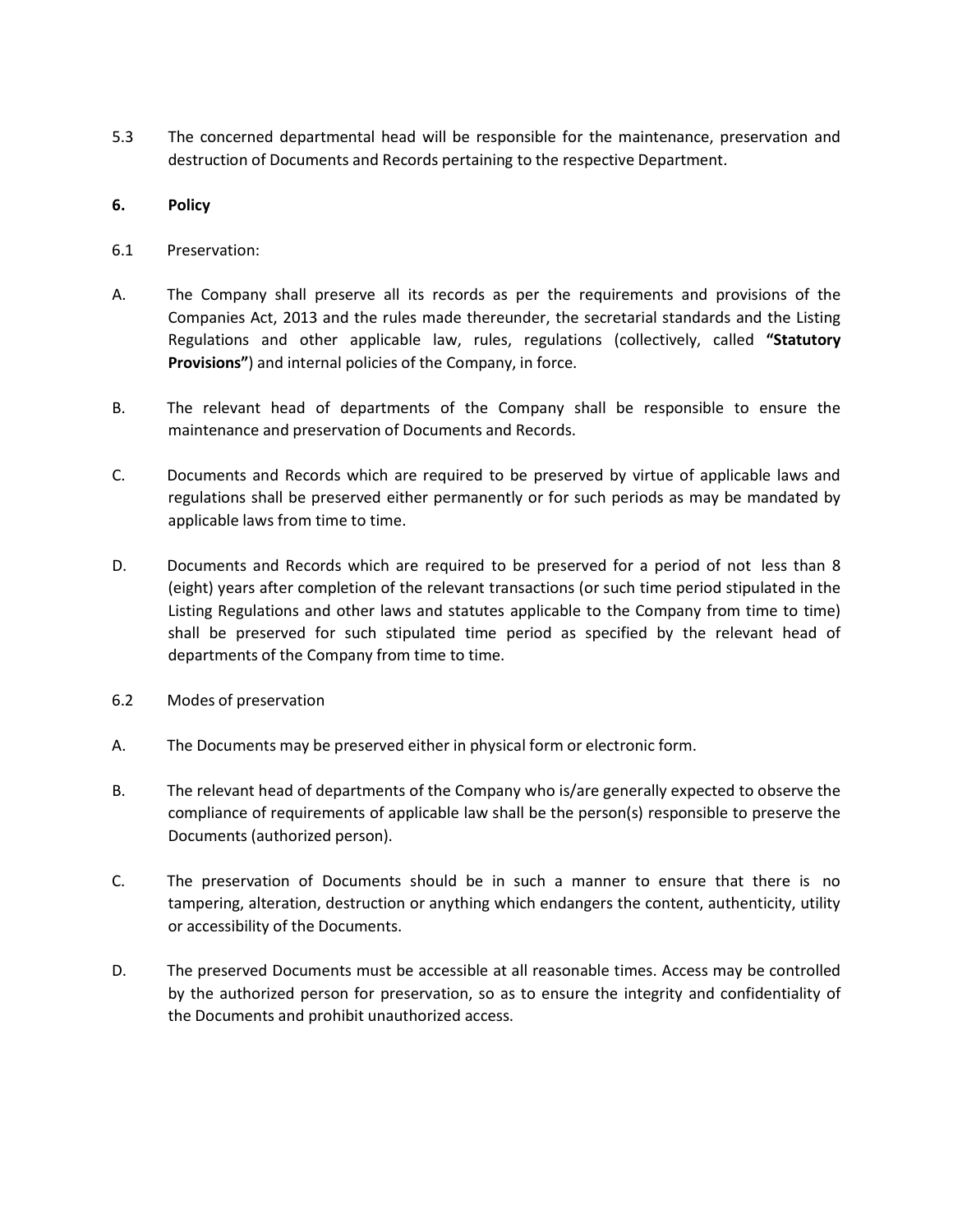5.3 The concerned departmental head will be responsible for the maintenance, preservation and destruction of Documents and Records pertaining to the respective Department.

## 6. Policy

6.1 Preservation:

A. The Company shall preserve all its records as per the requirements and provisions of the Companies Act, 2013 and the rules made thereunder, the secretarial standards and the Listing Regulations and other applicable law, rules, regulations (collectively, called **"Statutory Provisions"**) and internal policies of the Company, in force.

B. The relevant head of departments of the Company shall be responsible to ensure the maintenance and preservation of Documents and Records.

C. Documents and Records which are required to be preserved by virtue of applicable laws and regulations shall be preserved either permanently or for such periods as may be mandated by applicable laws from time to time.

D. Documents and Records which are required to be preserved for a period of not less than 8 (eight) years after completion of the relevant transactions (or such time period stipulated in the Listing Regulations and other laws and statutes applicable to the Company from time to time) shall be preserved for such stipulated time period as specified by the relevant head of departments of the Company from time to time.

6.2 Modes of preservation

A. The Documents may be preserved either in physical form or electronic form.

B. The relevant head of departments of the Company who is/are generally expected to observe the compliance of requirements of applicable law shall be the person(s) responsible to preserve the Documents (authorized person).

C. The preservation of Documents should be in such a manner to ensure that there is no tampering, alteration, destruction or anything which endangers the content, authenticity, utility or accessibility of the Documents.

D. The preserved Documents must be accessible at all reasonable times. Access may be controlled by the authorized person for preservation, so as to ensure the integrity and confidentiality of the Documents and prohibit unauthorized access.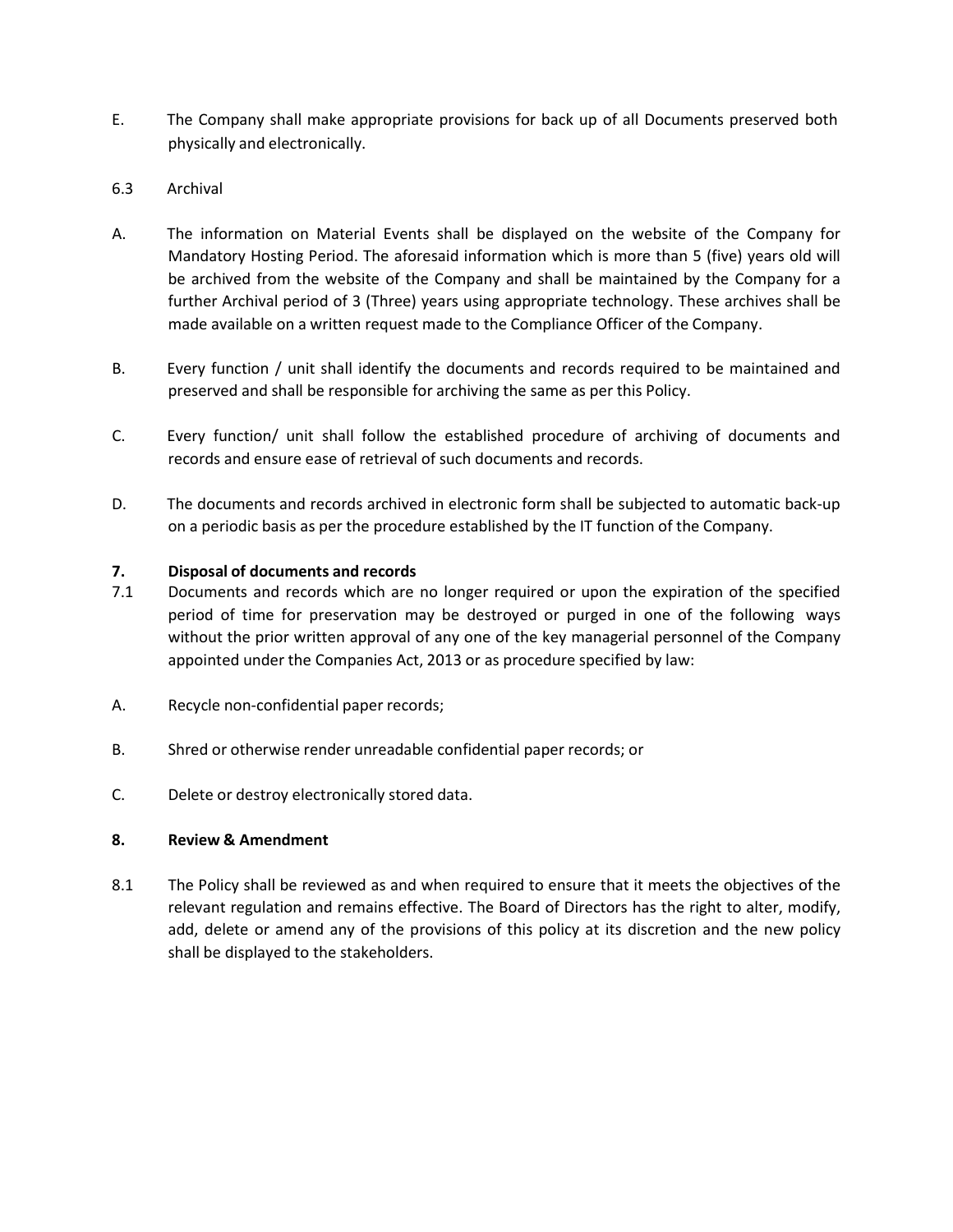E. The Company shall make appropriate provisions for back up of all Documents preserved both physically and electronically.

6.3 Archival

A. The information on Material Events shall be displayed on the website of the Company for Mandatory Hosting Period. The aforesaid information which is more than 5 (five) years old will be archived from the website of the Company and shall be maintained by the Company for a further Archival period of 3 (Three) years using appropriate technology. These archives shall be made available on a written request made to the Compliance Officer of the Company.

B. Every function / unit shall identify the documents and records required to be maintained and preserved and shall be responsible for archiving the same as per this Policy.

C. Every function/ unit shall follow the established procedure of archiving of documents and records and ensure ease of retrieval of such documents and records.

D. The documents and records archived in electronic form shall be subjected to automatic back-up on a periodic basis as per the procedure established by the IT function of the Company.

**7. Disposal of documents and records**

7.1 Documents and records which are no longer required or upon the expiration of the specified period of time for preservation may be destroyed or purged in one of the following ways without the prior written approval of any one of the key managerial personnel of the Company appointed under the Companies Act, 2013 or as procedure specified by law:

A. Recycle non-confidential paper records;

B. Shred or otherwise render unreadable confidential paper records; or

C. Delete or destroy electronically stored data.

**8. Review & Amendment**

8.1 The Policy shall be reviewed as and when required to ensure that it meets the objectives of the relevant regulation and remains effective. The Board of Directors has the right to alter, modify, add, delete or amend any of the provisions of this policy at its discretion and the new policy shall be displayed to the stakeholders.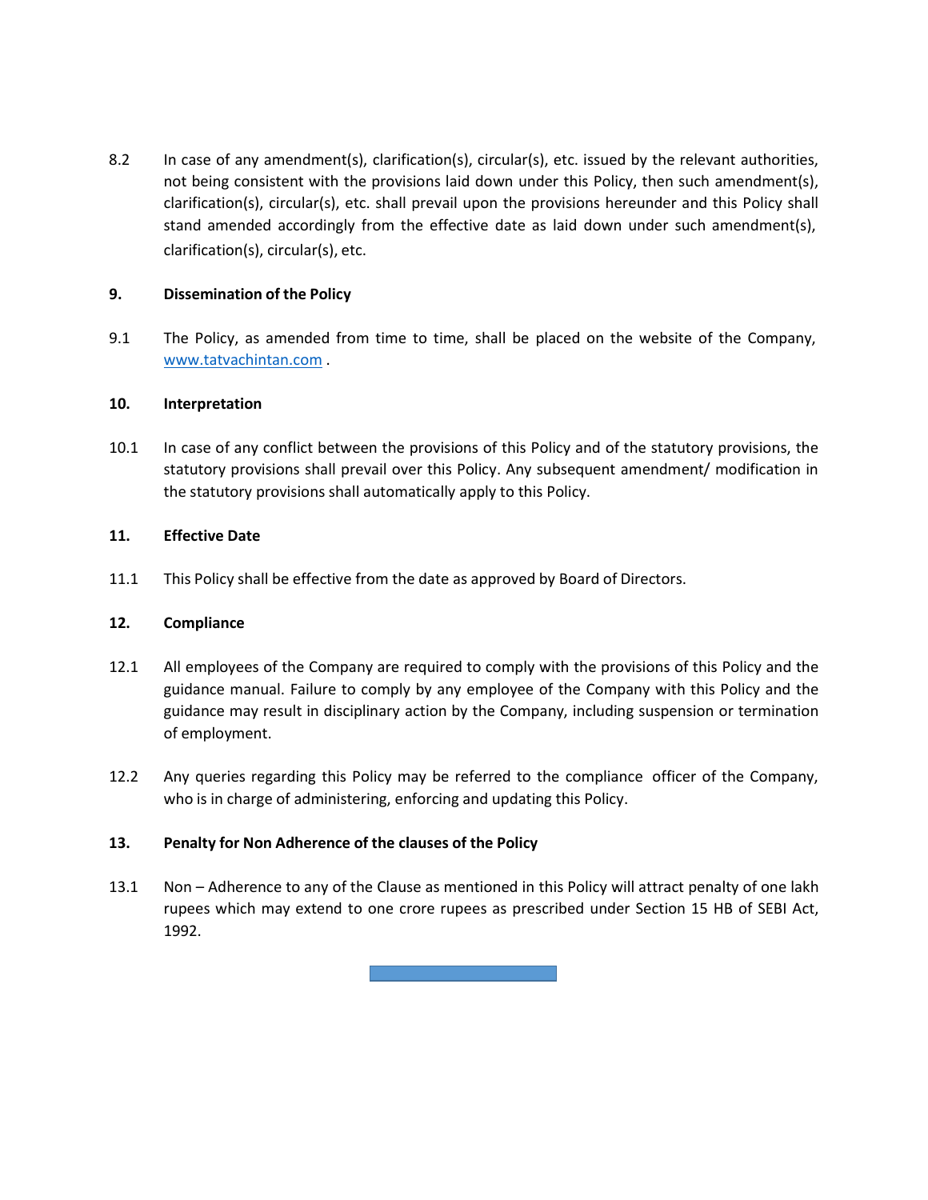8.2 In case of any amendment(s), clarification(s), circular(s), etc. issued by the relevant authorities, not being consistent with the provisions laid down under this Policy, then such amendment(s), clarification(s), circular(s), etc. shall prevail upon the provisions hereunder and this Policy shall stand amended accordingly from the effective date as laid down under such amendment(s), clarification(s), circular(s), etc.

**9. Dissemination of the Policy**

9.1 The Policy, as amended from time to time, shall be placed on the website of the Company, www.tatvachintan.com .

**10. Interpretation**

10.1 In case of any conflict between the provisions of this Policy and of the statutory provisions, the statutory provisions shall prevail over this Policy. Any subsequent amendment/ modification in the statutory provisions shall automatically apply to this Policy.

**11. Effective Date**

11.1 This Policy shall be effective from the date as approved by Board of Directors.

**12. Compliance**

12.1 All employees of the Company are required to comply with the provisions of this Policy and the guidance manual. Failure to comply by any employee of the Company with this Policy and the guidance may result in disciplinary action by the Company, including suspension or termination of employment.

12.2 Any queries regarding this Policy may be referred to the compliance officer of the Company, who is in charge of administering, enforcing and updating this Policy.

**13. Penalty for Non Adherence of the clauses of the Policy**

13.1 Non – Adherence to any of the Clause as mentioned in this Policy will attract penalty of one lakh rupees which may extend to one crore rupees as prescribed under Section 15 HB of SEBI Act, 1992.